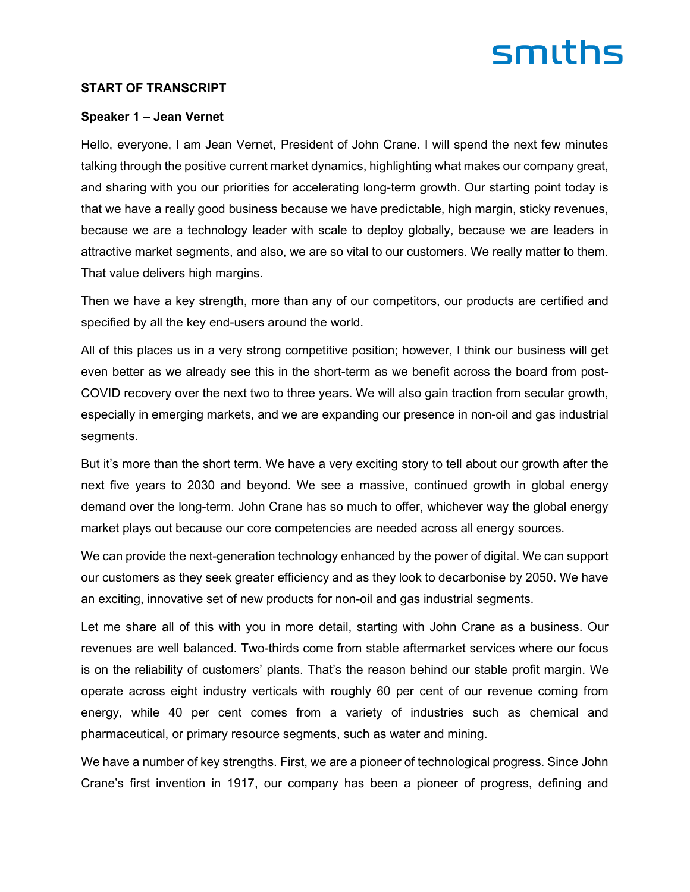**START OF TRANSCRIPT**

**Speaker 1 – Jean Vernet**

Hello, everyone, I am Jean Vernet, President of John Crane. I will spend the next few minutes talking through the positive current market dynamics, highlighting what makes our company great, and sharing with you our priorities for accelerating long-term growth. Our starting point today is that we have a really good business because we have predictable, high margin, sticky revenues, because we are a technology leader with scale to deploy globally, because we are leaders in attractive market segments, and also, we are so vital to our customers. We really matter to them. That value delivers high margins.

Then we have a key strength, more than any of our competitors, our products are certified and specified by all the key end-users around the world.

All of this places us in a very strong competitive position; however, I think our business will get even better as we already see this in the short-term as we benefit across the board from post-COVID recovery over the next two to three years. We will also gain traction from secular growth, especially in emerging markets, and we are expanding our presence in non-oil and gas industrial segments.

But it's more than the short term. We have a very exciting story to tell about our growth after the next five years to 2030 and beyond. We see a massive, continued growth in global energy demand over the long-term. John Crane has so much to offer, whichever way the global energy market plays out because our core competencies are needed across all energy sources.

We can provide the next-generation technology enhanced by the power of digital. We can support our customers as they seek greater efficiency and as they look to decarbonise by 2050. We have an exciting, innovative set of new products for non-oil and gas industrial segments.

Let me share all of this with you in more detail, starting with John Crane as a business. Our revenues are well balanced. Two-thirds come from stable aftermarket services where our focus is on the reliability of customers' plants. That's the reason behind our stable profit margin. We operate across eight industry verticals with roughly 60 per cent of our revenue coming from energy, while 40 per cent comes from a variety of industries such as chemical and pharmaceutical, or primary resource segments, such as water and mining.

We have a number of key strengths. First, we are a pioneer of technological progress. Since John Crane's first invention in 1917, our company has been a pioneer of progress, defining and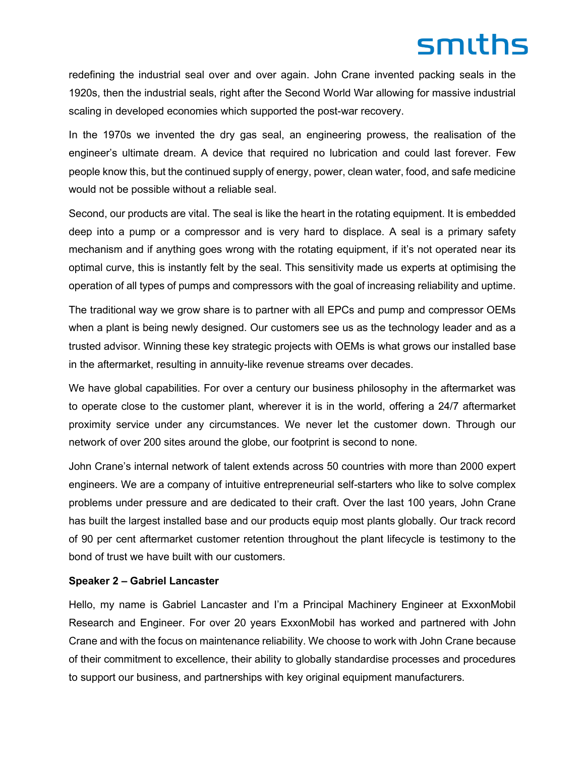redefining the industrial seal over and over again. John Crane invented packing seals in the 1920s, then the industrial seals, right after the Second World War allowing for massive industrial scaling in developed economies which supported the post-war recovery.

In the 1970s we invented the dry gas seal, an engineering prowess, the realisation of the engineer's ultimate dream. A device that required no lubrication and could last forever. Few people know this, but the continued supply of energy, power, clean water, food, and safe medicine would not be possible without a reliable seal.

Second, our products are vital. The seal is like the heart in the rotating equipment. It is embedded deep into a pump or a compressor and is very hard to displace. A seal is a primary safety mechanism and if anything goes wrong with the rotating equipment, if it's not operated near its optimal curve, this is instantly felt by the seal. This sensitivity made us experts at optimising the operation of all types of pumps and compressors with the goal of increasing reliability and uptime.

The traditional way we grow share is to partner with all EPCs and pump and compressor OEMs when a plant is being newly designed. Our customers see us as the technology leader and as a trusted advisor. Winning these key strategic projects with OEMs is what grows our installed base in the aftermarket, resulting in annuity-like revenue streams over decades.

We have global capabilities. For over a century our business philosophy in the aftermarket was to operate close to the customer plant, wherever it is in the world, offering a 24/7 aftermarket proximity service under any circumstances. We never let the customer down. Through our network of over 200 sites around the globe, our footprint is second to none.

John Crane's internal network of talent extends across 50 countries with more than 2000 expert engineers. We are a company of intuitive entrepreneurial self-starters who like to solve complex problems under pressure and are dedicated to their craft. Over the last 100 years, John Crane has built the largest installed base and our products equip most plants globally. Our track record of 90 per cent aftermarket customer retention throughout the plant lifecycle is testimony to the bond of trust we have built with our customers.

**Speaker 2 – Gabriel Lancaster**

Hello, my name is Gabriel Lancaster and I'm a Principal Machinery Engineer at ExxonMobil Research and Engineer. For over 20 years ExxonMobil has worked and partnered with John Crane and with the focus on maintenance reliability. We choose to work with John Crane because of their commitment to excellence, their ability to globally standardise processes and procedures to support our business, and partnerships with key original equipment manufacturers.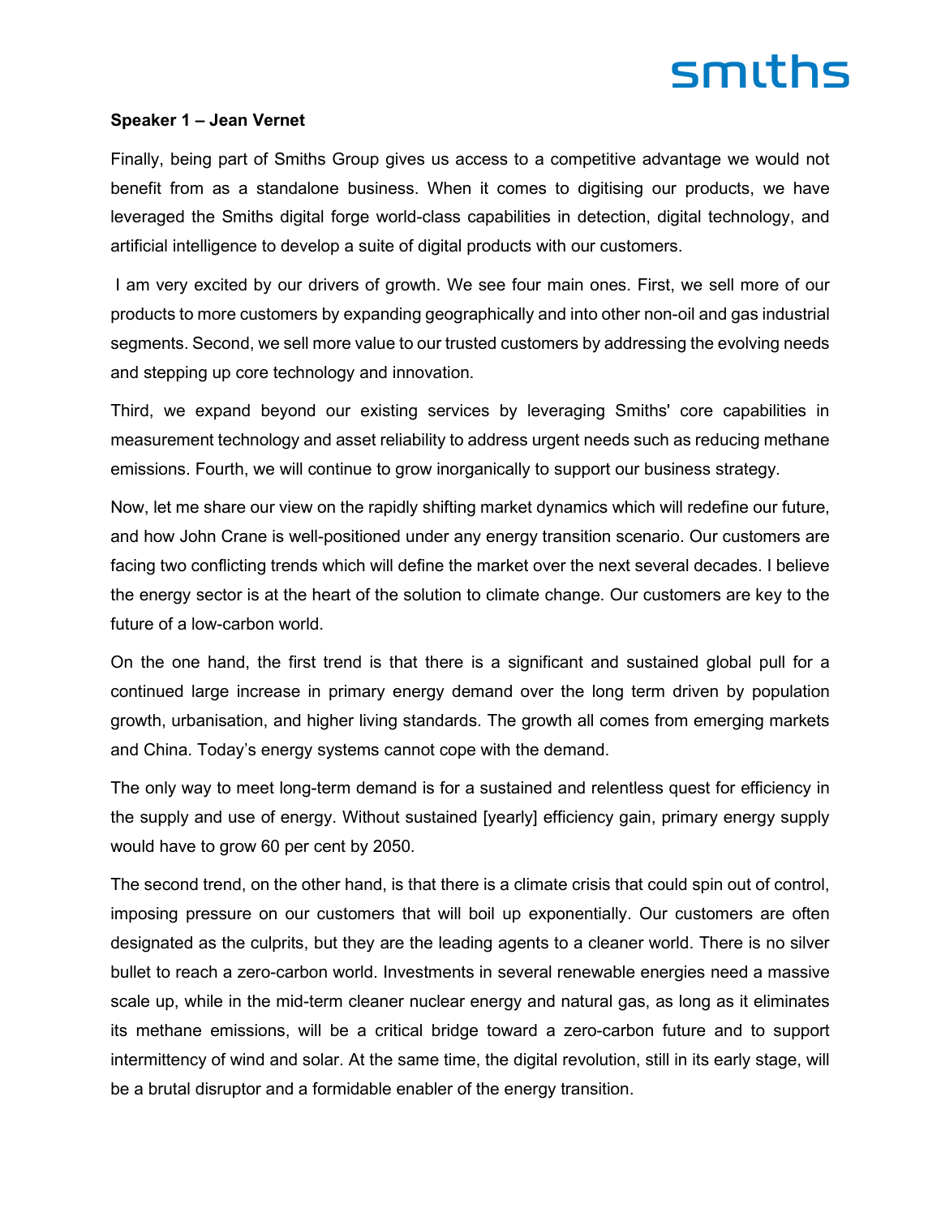**Speaker 1 – Jean Vernet**

Finally, being part of Smiths Group gives us access to a competitive advantage we would not benefit from as a standalone business. When it comes to digitising our products, we have leveraged the Smiths digital forge world-class capabilities in detection, digital technology, and artificial intelligence to develop a suite of digital products with our customers.

I am very excited by our drivers of growth. We see four main ones. First, we sell more of our products to more customers by expanding geographically and into other non-oil and gas industrial segments. Second, we sell more value to our trusted customers by addressing the evolving needs and stepping up core technology and innovation.

Third, we expand beyond our existing services by leveraging Smiths' core capabilities in measurement technology and asset reliability to address urgent needs such as reducing methane emissions. Fourth, we will continue to grow inorganically to support our business strategy.

Now, let me share our view on the rapidly shifting market dynamics which will redefine our future, and how John Crane is well-positioned under any energy transition scenario. Our customers are facing two conflicting trends which will define the market over the next several decades. I believe the energy sector is at the heart of the solution to climate change. Our customers are key to the future of a low-carbon world.

On the one hand, the first trend is that there is a significant and sustained global pull for a continued large increase in primary energy demand over the long term driven by population growth, urbanisation, and higher living standards. The growth all comes from emerging markets and China. Today's energy systems cannot cope with the demand.

The only way to meet long-term demand is for a sustained and relentless quest for efficiency in the supply and use of energy. Without sustained [yearly] efficiency gain, primary energy supply would have to grow 60 per cent by 2050.

The second trend, on the other hand, is that there is a climate crisis that could spin out of control, imposing pressure on our customers that will boil up exponentially. Our customers are often designated as the culprits, but they are the leading agents to a cleaner world. There is no silver bullet to reach a zero-carbon world. Investments in several renewable energies need a massive scale up, while in the mid-term cleaner nuclear energy and natural gas, as long as it eliminates its methane emissions, will be a critical bridge toward a zero-carbon future and to support intermittency of wind and solar. At the same time, the digital revolution, still in its early stage, will be a brutal disruptor and a formidable enabler of the energy transition.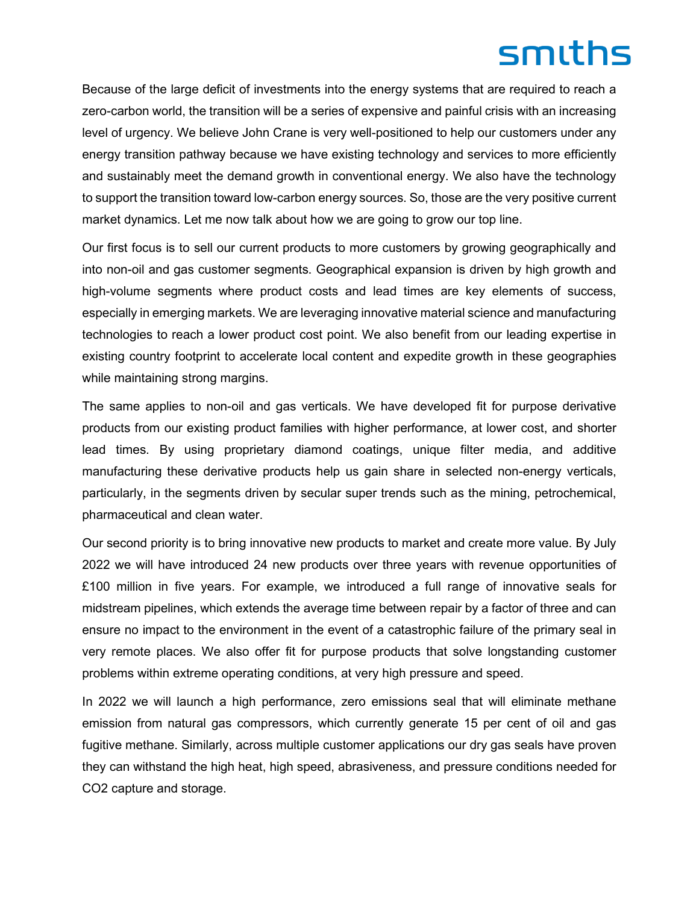Because of the large deficit of investments into the energy systems that are required to reach a zero-carbon world, the transition will be a series of expensive and painful crisis with an increasing level of urgency. We believe John Crane is very well-positioned to help our customers under any energy transition pathway because we have existing technology and services to more efficiently and sustainably meet the demand growth in conventional energy. We also have the technology to support the transition toward low-carbon energy sources. So, those are the very positive current market dynamics. Let me now talk about how we are going to grow our top line.

Our first focus is to sell our current products to more customers by growing geographically and into non-oil and gas customer segments. Geographical expansion is driven by high growth and high-volume segments where product costs and lead times are key elements of success, especially in emerging markets. We are leveraging innovative material science and manufacturing technologies to reach a lower product cost point. We also benefit from our leading expertise in existing country footprint to accelerate local content and expedite growth in these geographies while maintaining strong margins.

The same applies to non-oil and gas verticals. We have developed fit for purpose derivative products from our existing product families with higher performance, at lower cost, and shorter lead times. By using proprietary diamond coatings, unique filter media, and additive manufacturing these derivative products help us gain share in selected non-energy verticals, particularly, in the segments driven by secular super trends such as the mining, petrochemical, pharmaceutical and clean water.

Our second priority is to bring innovative new products to market and create more value. By July 2022 we will have introduced 24 new products over three years with revenue opportunities of £100 million in five years. For example, we introduced a full range of innovative seals for midstream pipelines, which extends the average time between repair by a factor of three and can ensure no impact to the environment in the event of a catastrophic failure of the primary seal in very remote places. We also offer fit for purpose products that solve longstanding customer problems within extreme operating conditions, at very high pressure and speed.

In 2022 we will launch a high performance, zero emissions seal that will eliminate methane emission from natural gas compressors, which currently generate 15 per cent of oil and gas fugitive methane. Similarly, across multiple customer applications our dry gas seals have proven they can withstand the high heat, high speed, abrasiveness, and pressure conditions needed for $CO_2$ capture and storage.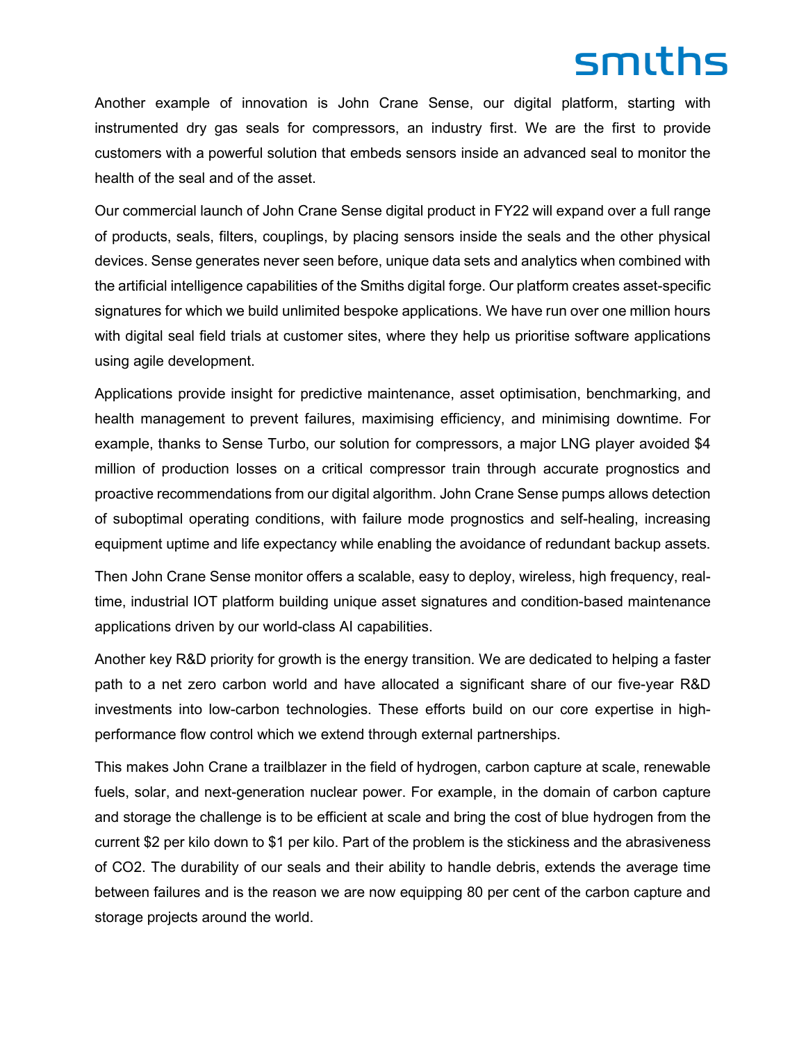Another example of innovation is John Crane Sense, our digital platform, starting with instrumented dry gas seals for compressors, an industry first. We are the first to provide customers with a powerful solution that embeds sensors inside an advanced seal to monitor the health of the seal and of the asset.

Our commercial launch of John Crane Sense digital product in FY22 will expand over a full range of products, seals, filters, couplings, by placing sensors inside the seals and the other physical devices. Sense generates never seen before, unique data sets and analytics when combined with the artificial intelligence capabilities of the Smiths digital forge. Our platform creates asset-specific signatures for which we build unlimited bespoke applications. We have run over one million hours with digital seal field trials at customer sites, where they help us prioritise software applications using agile development.

Applications provide insight for predictive maintenance, asset optimisation, benchmarking, and health management to prevent failures, maximising efficiency, and minimising downtime. For example, thanks to Sense Turbo, our solution for compressors, a major LNG player avoided $4 million of production losses on a critical compressor train through accurate prognostics and proactive recommendations from our digital algorithm. John Crane Sense pumps allows detection of suboptimal operating conditions, with failure mode prognostics and self-healing, increasing equipment uptime and life expectancy while enabling the avoidance of redundant backup assets.

Then John Crane Sense monitor offers a scalable, easy to deploy, wireless, high frequency, real-time, industrial IOT platform building unique asset signatures and condition-based maintenance applications driven by our world-class AI capabilities.

Another key R&D priority for growth is the energy transition. We are dedicated to helping a faster path to a net zero carbon world and have allocated a significant share of our five-year R&D investments into low-carbon technologies. These efforts build on our core expertise in high-performance flow control which we extend through external partnerships.

This makes John Crane a trailblazer in the field of hydrogen, carbon capture at scale, renewable fuels, solar, and next-generation nuclear power. For example, in the domain of carbon capture and storage the challenge is to be efficient at scale and bring the cost of blue hydrogen from the current $2 per kilo down to $1 per kilo. Part of the problem is the stickiness and the abrasiveness of $CO_2$. The durability of our seals and their ability to handle debris, extends the average time between failures and is the reason we are now equipping 80 per cent of the carbon capture and storage projects around the world.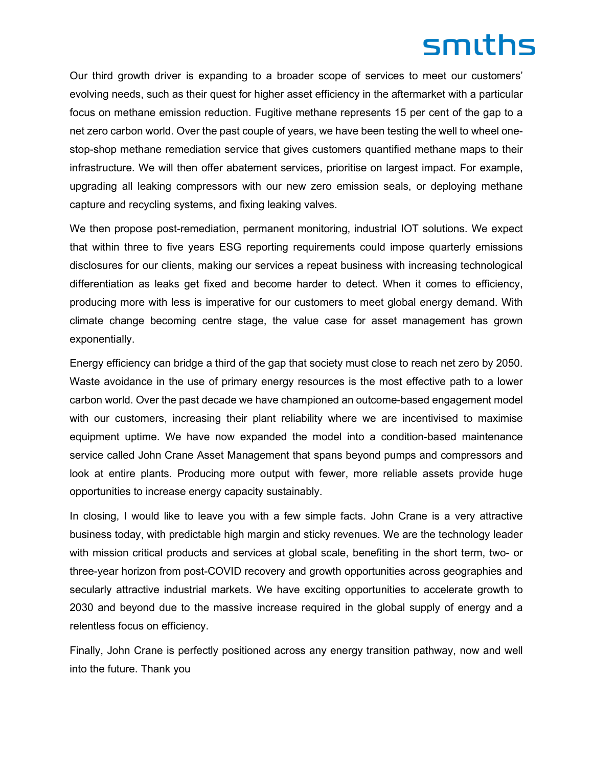Our third growth driver is expanding to a broader scope of services to meet our customers' evolving needs, such as their quest for higher asset efficiency in the aftermarket with a particular focus on methane emission reduction. Fugitive methane represents 15 per cent of the gap to a net zero carbon world. Over the past couple of years, we have been testing the well to wheel one-stop-shop methane remediation service that gives customers quantified methane maps to their infrastructure. We will then offer abatement services, prioritise on largest impact. For example, upgrading all leaking compressors with our new zero emission seals, or deploying methane capture and recycling systems, and fixing leaking valves.

We then propose post-remediation, permanent monitoring, industrial IOT solutions. We expect that within three to five years ESG reporting requirements could impose quarterly emissions disclosures for our clients, making our services a repeat business with increasing technological differentiation as leaks get fixed and become harder to detect. When it comes to efficiency, producing more with less is imperative for our customers to meet global energy demand. With climate change becoming centre stage, the value case for asset management has grown exponentially.

Energy efficiency can bridge a third of the gap that society must close to reach net zero by 2050. Waste avoidance in the use of primary energy resources is the most effective path to a lower carbon world. Over the past decade we have championed an outcome-based engagement model with our customers, increasing their plant reliability where we are incentivised to maximise equipment uptime. We have now expanded the model into a condition-based maintenance service called John Crane Asset Management that spans beyond pumps and compressors and look at entire plants. Producing more output with fewer, more reliable assets provide huge opportunities to increase energy capacity sustainably.

In closing, I would like to leave you with a few simple facts. John Crane is a very attractive business today, with predictable high margin and sticky revenues. We are the technology leader with mission critical products and services at global scale, benefiting in the short term, two- or three-year horizon from post-COVID recovery and growth opportunities across geographies and secularly attractive industrial markets. We have exciting opportunities to accelerate growth to 2030 and beyond due to the massive increase required in the global supply of energy and a relentless focus on efficiency.

Finally, John Crane is perfectly positioned across any energy transition pathway, now and well into the future. Thank you